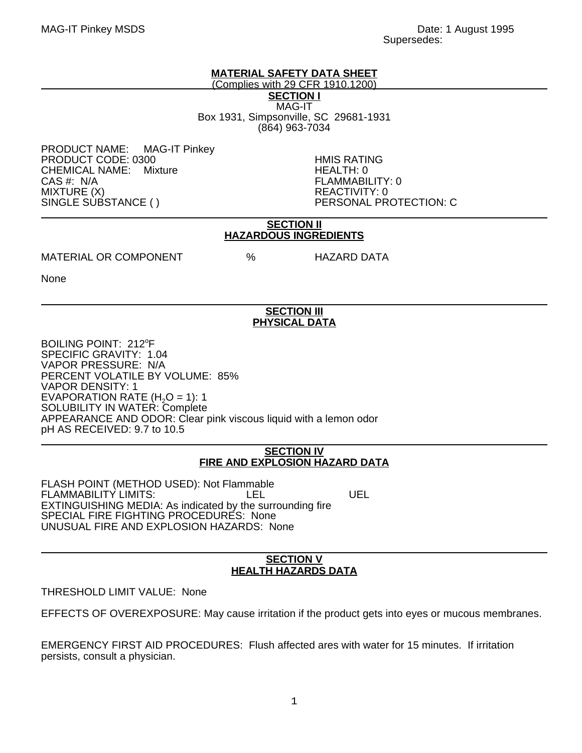MAG-IT Pinkey MSDS

Date: 1 August 1995
Supersedes:

# MATERIAL SAFETY DATA SHEET

(Complies with 29 CFR 1910.1200)

## SECTION I

MAG-IT
Box 1931, Simpsonville, SC 29681-1931
(864) 963-7034

PRODUCT NAME: MAG-IT Pinkey
PRODUCT CODE: 0300
CHEMICAL NAME: Mixture
CAS #: N/A
MIXTURE (X)
SINGLE SUBSTANCE ( )

HMIS RATING
HEALTH: 0
FLAMMABILITY: 0
REACTIVITY: 0
PERSONAL PROTECTION: C

## SECTION II
## HAZARDOUS INGREDIENTS

| MATERIAL OR COMPONENT | % | HAZARD DATA |
|---|---|---|
| None | | |

## SECTION III
## PHYSICAL DATA

BOILING POINT: 212°F
SPECIFIC GRAVITY: 1.04
VAPOR PRESSURE: N/A
PERCENT VOLATILE BY VOLUME: 85%
VAPOR DENSITY: 1
EVAPORATION RATE ($H_2O$ = 1): 1
SOLUBILITY IN WATER: Complete
APPEARANCE AND ODOR: Clear pink viscous liquid with a lemon odor
pH AS RECEIVED: 9.7 to 10.5

## SECTION IV
## FIRE AND EXPLOSION HAZARD DATA

FLASH POINT (METHOD USED): Not Flammable
FLAMMABILITY LIMITS: LEL UEL
EXTINGUISHING MEDIA: As indicated by the surrounding fire
SPECIAL FIRE FIGHTING PROCEDURES: None
UNUSUAL FIRE AND EXPLOSION HAZARDS: None

## SECTION V
## HEALTH HAZARDS DATA

THRESHOLD LIMIT VALUE: None

EFFECTS OF OVEREXPOSURE: May cause irritation if the product gets into eyes or mucous membranes.

EMERGENCY FIRST AID PROCEDURES: Flush affected ares with water for 15 minutes. If irritation persists, consult a physician.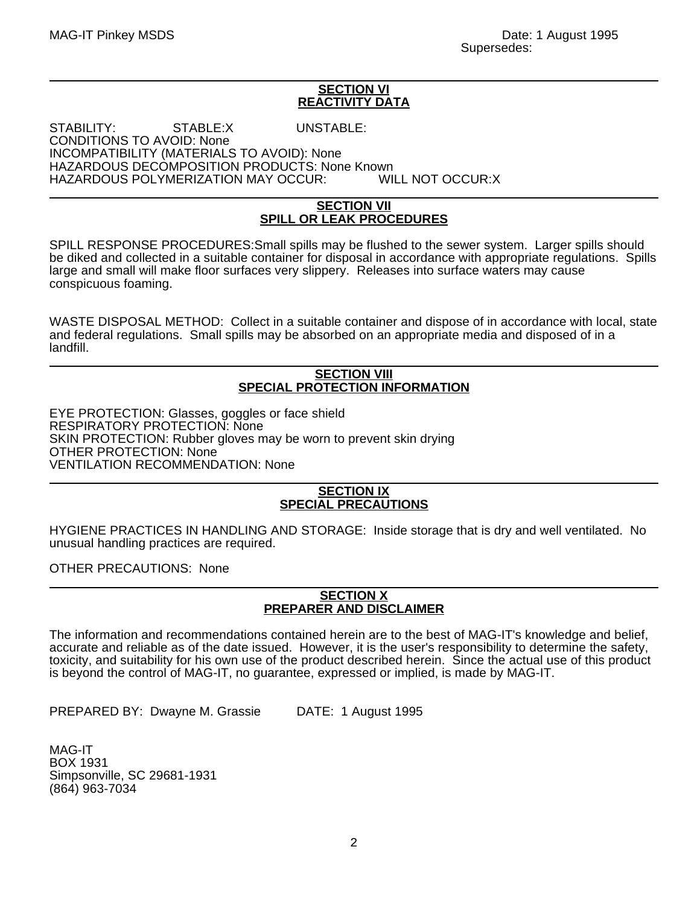## SECTION VI
## REACTIVITY DATA

STABILITY: STABLE:X UNSTABLE:
CONDITIONS TO AVOID: None
INCOMPATIBILITY (MATERIALS TO AVOID): None
HAZARDOUS DECOMPOSITION PRODUCTS: None Known
HAZARDOUS POLYMERIZATION MAY OCCUR: WILL NOT OCCUR:X

## SECTION VII
## SPILL OR LEAK PROCEDURES

SPILL RESPONSE PROCEDURES:Small spills may be flushed to the sewer system. Larger spills should be diked and collected in a suitable container for disposal in accordance with appropriate regulations. Spills large and small will make floor surfaces very slippery. Releases into surface waters may cause conspicuous foaming.

WASTE DISPOSAL METHOD: Collect in a suitable container and dispose of in accordance with local, state and federal regulations. Small spills may be absorbed on an appropriate media and disposed of in a landfill.

## SECTION VIII
## SPECIAL PROTECTION INFORMATION

EYE PROTECTION: Glasses, goggles or face shield
RESPIRATORY PROTECTION: None
SKIN PROTECTION: Rubber gloves may be worn to prevent skin drying
OTHER PROTECTION: None
VENTILATION RECOMMENDATION: None

## SECTION IX
## SPECIAL PRECAUTIONS

HYGIENE PRACTICES IN HANDLING AND STORAGE: Inside storage that is dry and well ventilated. No unusual handling practices are required.

OTHER PRECAUTIONS: None

## SECTION X
## PREPARER AND DISCLAIMER

The information and recommendations contained herein are to the best of MAG-IT's knowledge and belief, accurate and reliable as of the date issued. However, it is the user's responsibility to determine the safety, toxicity, and suitability for his own use of the product described herein. Since the actual use of this product is beyond the control of MAG-IT, no guarantee, expressed or implied, is made by MAG-IT.

PREPARED BY: Dwayne M. Grassie DATE: 1 August 1995

MAG-IT
BOX 1931
Simpsonville, SC 29681-1931
(864) 963-7034